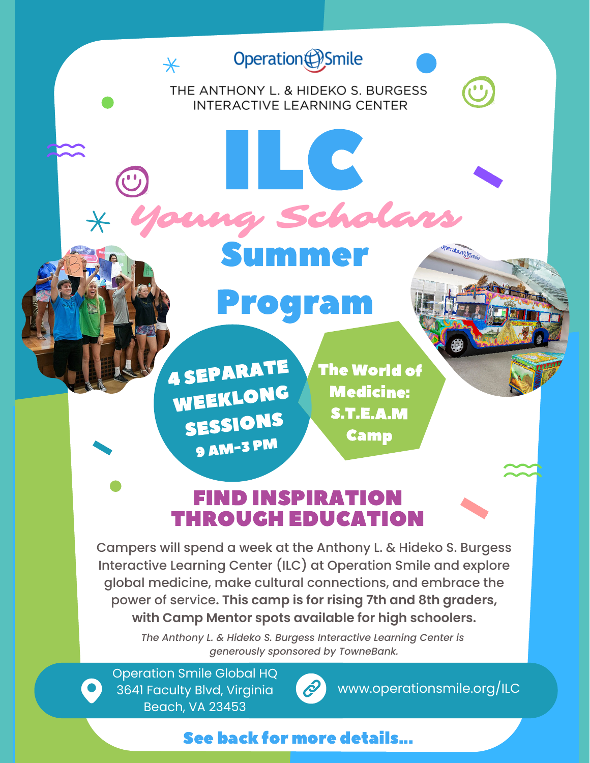Operation Smile

THE ANTHONY L. & HIDEKO S. BURGESS INTERACTIVE LEARNING CENTER

# ILC

## *Young Scholars* Summer Program

**4 SEPARATE WEEKLONG SESSIONS**
**9 AM-3 PM**

**The World of Medicine: S.T.E.A.M Camp**

## FIND INSPIRATION THROUGH EDUCATION

Campers will spend a week at the Anthony L. & Hideko S. Burgess Interactive Learning Center (ILC) at Operation Smile and explore global medicine, make cultural connections, and embrace the power of service. **This camp is for rising 7th and 8th graders, with Camp Mentor spots available for high schoolers.**

*The Anthony L. & Hideko S. Burgess Interactive Learning Center is generously sponsored by TowneBank.*

Operation Smile Global HQ
3641 Faculty Blvd, Virginia Beach, VA 23453

www.operationsmile.org/ILC

**See back for more details...**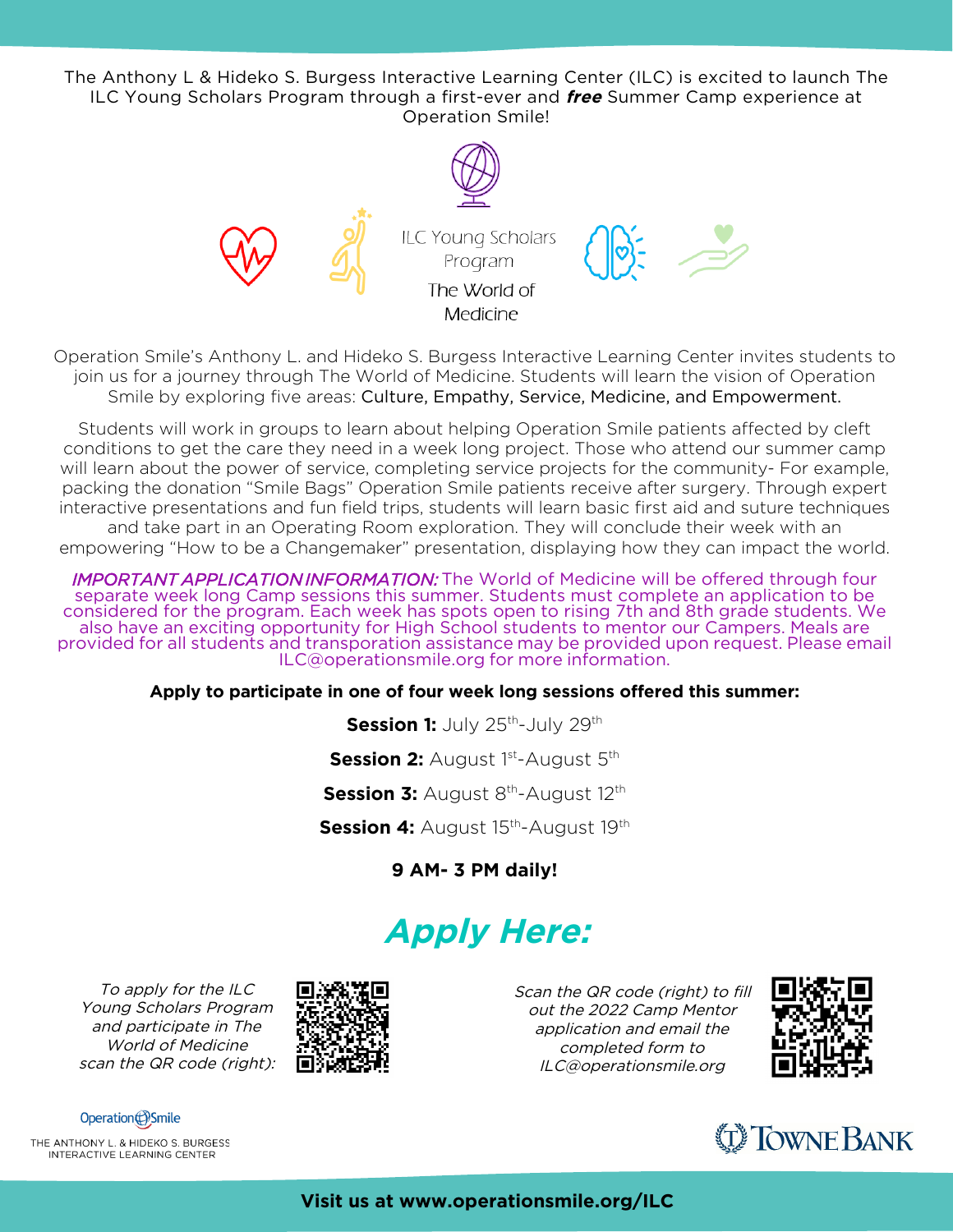The Anthony L & Hideko S. Burgess Interactive Learning Center (ILC) is excited to launch The ILC Young Scholars Program through a first-ever and ***free*** Summer Camp experience at Operation Smile!

ILC Young Scholars Program

The World of Medicine

Operation Smile's Anthony L. and Hideko S. Burgess Interactive Learning Center invites students to join us for a journey through The World of Medicine. Students will learn the vision of Operation Smile by exploring five areas: Culture, Empathy, Service, Medicine, and Empowerment.

Students will work in groups to learn about helping Operation Smile patients affected by cleft conditions to get the care they need in a week long project. Those who attend our summer camp will learn about the power of service, completing service projects for the community- For example, packing the donation "Smile Bags" Operation Smile patients receive after surgery. Through expert interactive presentations and fun field trips, students will learn basic first aid and suture techniques and take part in an Operating Room exploration. They will conclude their week with an empowering "How to be a Changemaker" presentation, displaying how they can impact the world.

*IMPORTANT APPLICATION INFORMATION:* The World of Medicine will be offered through four separate week long Camp sessions this summer. Students must complete an application to be considered for the program. Each week has spots open to rising 7th and 8th grade students. We also have an exciting opportunity for High School students to mentor our Campers. Meals are provided for all students and transporation assistance may be provided upon request. Please email ILC@operationsmile.org for more information.

**Apply to participate in one of four week long sessions offered this summer:**

**Session 1:** July 25th-July 29th

**Session 2:** August 1st-August 5th

**Session 3:** August 8th-August 12th

**Session 4:** August 15th-August 19th

**9 AM- 3 PM daily!**

## *Apply Here:*

*To apply for the ILC Young Scholars Program and participate in The World of Medicine scan the QR code (right):*

*Scan the QR code (right) to fill out the 2022 Camp Mentor application and email the completed form to ILC@operationsmile.org*

Operation Smile

THE ANTHONY L. & HIDEKO S. BURGESS INTERACTIVE LEARNING CENTER

TowneBank

**Visit us at www.operationsmile.org/ILC**